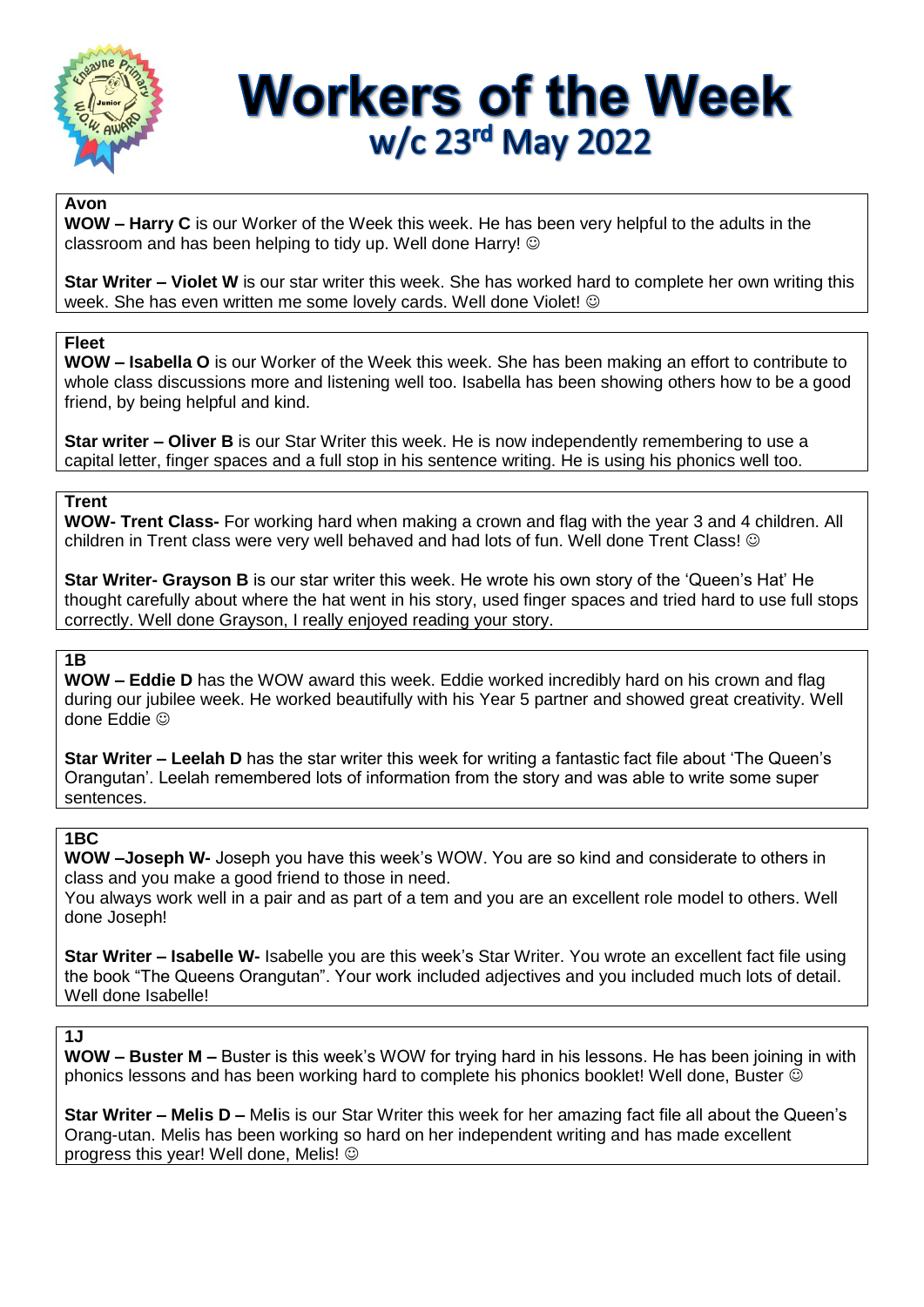# Workers of the Week

## w/c 23rd May 2022

**Avon**

**WOW – Harry C** is our Worker of the Week this week. He has been very helpful to the adults in the classroom and has been helping to tidy up. Well done Harry! ☺

**Star Writer – Violet W** is our star writer this week. She has worked hard to complete her own writing this week. She has even written me some lovely cards. Well done Violet! ☺

**Fleet**

**WOW – Isabella O** is our Worker of the Week this week. She has been making an effort to contribute to whole class discussions more and listening well too. Isabella has been showing others how to be a good friend, by being helpful and kind.

**Star writer – Oliver B** is our Star Writer this week. He is now independently remembering to use a capital letter, finger spaces and a full stop in his sentence writing. He is using his phonics well too.

**Trent**

**WOW- Trent Class-** For working hard when making a crown and flag with the year 3 and 4 children. All children in Trent class were very well behaved and had lots of fun. Well done Trent Class! ☺

**Star Writer- Grayson B** is our star writer this week. He wrote his own story of the 'Queen's Hat' He thought carefully about where the hat went in his story, used finger spaces and tried hard to use full stops correctly. Well done Grayson, I really enjoyed reading your story.

**1B**

**WOW – Eddie D** has the WOW award this week. Eddie worked incredibly hard on his crown and flag during our jubilee week. He worked beautifully with his Year 5 partner and showed great creativity. Well done Eddie ☺

**Star Writer – Leelah D** has the star writer this week for writing a fantastic fact file about 'The Queen's Orangutan'. Leelah remembered lots of information from the story and was able to write some super sentences.

**1BC**

**WOW –Joseph W-** Joseph you have this week's WOW. You are so kind and considerate to others in class and you make a good friend to those in need.
You always work well in a pair and as part of a tem and you are an excellent role model to others. Well done Joseph!

**Star Writer – Isabelle W-** Isabelle you are this week's Star Writer. You wrote an excellent fact file using the book "The Queens Orangutan". Your work included adjectives and you included much lots of detail. Well done Isabelle!

**1J**

**WOW – Buster M –** Buster is this week's WOW for trying hard in his lessons. He has been joining in with phonics lessons and has been working hard to complete his phonics booklet! Well done, Buster ☺

**Star Writer – Melis D –** Melis is our Star Writer this week for her amazing fact file all about the Queen's Orang-utan. Melis has been working so hard on her independent writing and has made excellent progress this year! Well done, Melis! ☺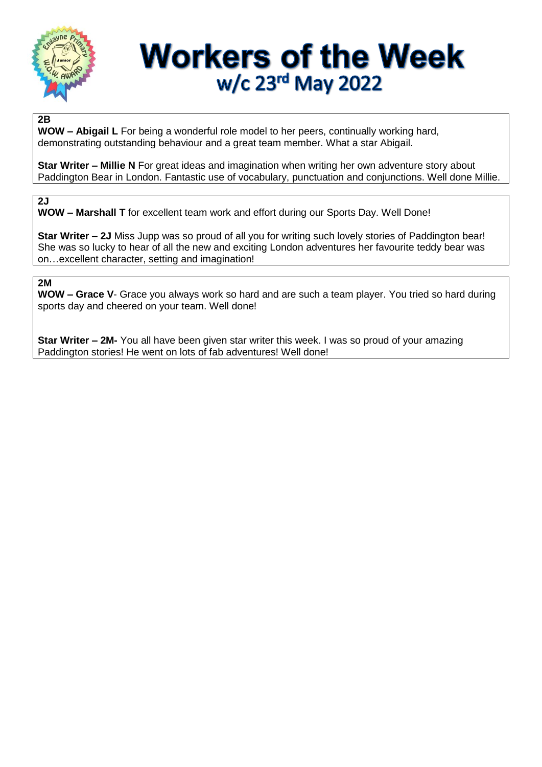# Workers of the Week

## w/c 23rd May 2022

**2B**

**WOW – Abigail L** For being a wonderful role model to her peers, continually working hard, demonstrating outstanding behaviour and a great team member. What a star Abigail.

**Star Writer – Millie N** For great ideas and imagination when writing her own adventure story about Paddington Bear in London. Fantastic use of vocabulary, punctuation and conjunctions. Well done Millie.

**2J**

**WOW – Marshall T** for excellent team work and effort during our Sports Day. Well Done!

**Star Writer – 2J** Miss Jupp was so proud of all you for writing such lovely stories of Paddington bear! She was so lucky to hear of all the new and exciting London adventures her favourite teddy bear was on…excellent character, setting and imagination!

**2M**

**WOW – Grace V**- Grace you always work so hard and are such a team player. You tried so hard during sports day and cheered on your team. Well done!

**Star Writer – 2M-** You all have been given star writer this week. I was so proud of your amazing Paddington stories! He went on lots of fab adventures! Well done!